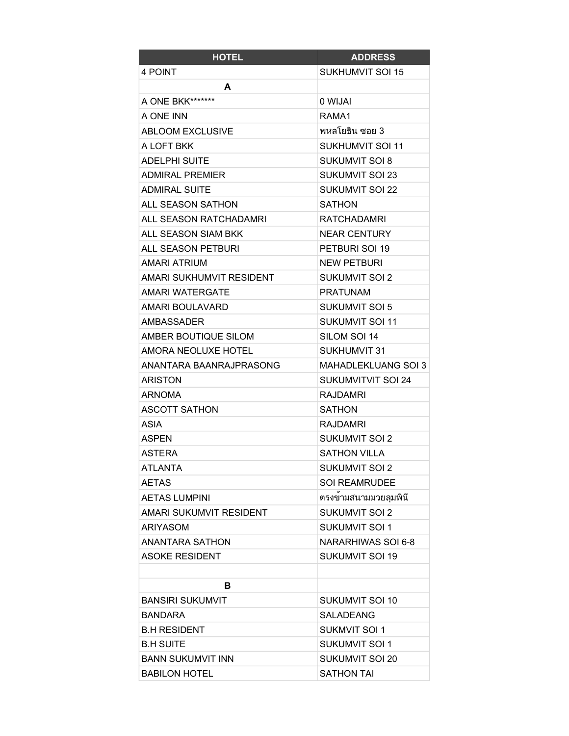| HOTEL | ADDRESS |
| --- | --- |
| 4 POINT | SUKHUMVIT SOI 15 |
| **A** | |
| A ONE BKK******* | 0 WIJAI |
| A ONE INN | RAMA1 |
| ABLOOM EXCLUSIVE | พหลโยธิน ซอย 3 |
| A LOFT BKK | SUKHUMVIT SOI 11 |
| ADELPHI SUITE | SUKUMVIT SOI 8 |
| ADMIRAL PREMIER | SUKUMVIT SOI 23 |
| ADMIRAL SUITE | SUKUMVIT SOI 22 |
| ALL SEASON SATHON | SATHON |
| ALL SEASON RATCHADAMRI | RATCHADAMRI |
| ALL SEASON SIAM BKK | NEAR CENTURY |
| ALL SEASON PETBURI | PETBURI SOI 19 |
| AMARI ATRIUM | NEW PETBURI |
| AMARI SUKHUMVIT RESIDENT | SUKUMVIT SOI 2 |
| AMARI WATERGATE | PRATUNAM |
| AMARI BOULAVARD | SUKUMVIT SOI 5 |
| AMBASSADER | SUKUMVIT SOI 11 |
| AMBER BOUTIQUE SILOM | SILOM SOI 14 |
| AMORA NEOLUXE HOTEL | SUKHUMVIT 31 |
| ANANTARA BAANRAJPRASONG | MAHADLEKLUANG SOI 3 |
| ARISTON | SUKUMVITVIT SOI 24 |
| ARNOMA | RAJDAMRI |
| ASCOTT SATHON | SATHON |
| ASIA | RAJDAMRI |
| ASPEN | SUKUMVIT SOI 2 |
| ASTERA | SATHON VILLA |
| ATLANTA | SUKUMVIT SOI 2 |
| AETAS | SOI REAMRUDEE |
| AETAS LUMPINI | ตรงข้ามสนามมวยลุมพินี |
| AMARI SUKUMVIT RESIDENT | SUKUMVIT SOI 2 |
| ARIYASOM | SUKUMVIT SOI 1 |
| ANANTARA SATHON | NARARHIWAS SOI 6-8 |
| ASOKE RESIDENT | SUKUMVIT SOI 19 |
| | |
| **B** | |
| BANSIRI SUKUMVIT | SUKUMVIT SOI 10 |
| BANDARA | SALADEANG |
| B.H RESIDENT | SUKMVIT SOI 1 |
| B.H SUITE | SUKUMVIT SOI 1 |
| BANN SUKUMVIT INN | SUKUMVIT SOI 20 |
| BABILON HOTEL | SATHON TAI |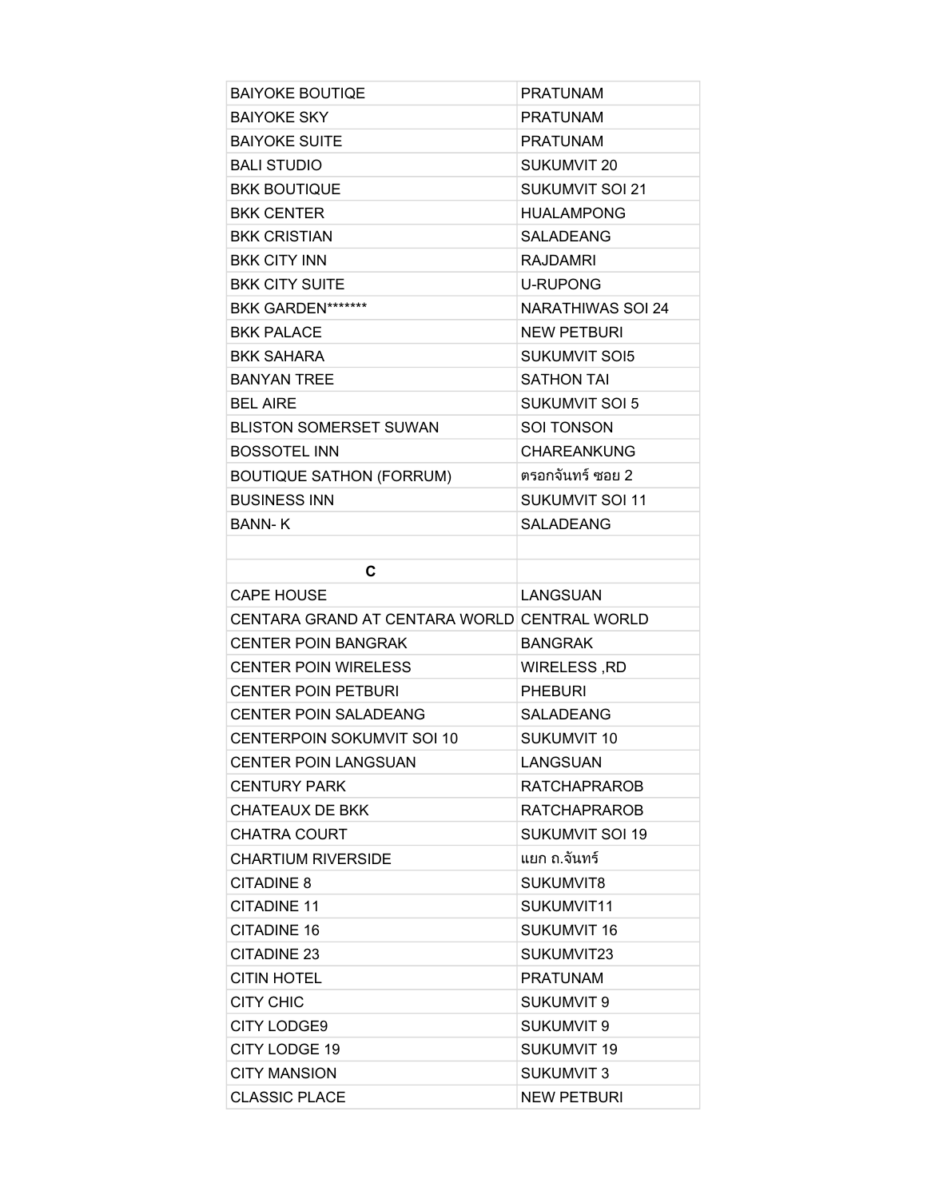| BAIYOKE BOUTIQE | PRATUNAM |
| --- | --- |
| BAIYOKE SKY | PRATUNAM |
| BAIYOKE SUITE | PRATUNAM |
| BALI STUDIO | SUKUMVIT 20 |
| BKK BOUTIQUE | SUKUMVIT SOI 21 |
| BKK CENTER | HUALAMPONG |
| BKK CRISTIAN | SALADEANG |
| BKK CITY INN | RAJDAMRI |
| BKK CITY SUITE | U-RUPONG |
| BKK GARDEN******* | NARATHIWAS SOI 24 |
| BKK PALACE | NEW PETBURI |
| BKK SAHARA | SUKUMVIT SOI5 |
| BANYAN TREE | SATHON TAI |
| BEL AIRE | SUKUMVIT SOI 5 |
| BLISTON SOMERSET SUWAN | SOI TONSON |
| BOSSOTEL INN | CHAREANKUNG |
| BOUTIQUE SATHON (FORRUM) | ตรอกจันทร์ ซอย 2 |
| BUSINESS INN | SUKUMVIT SOI 11 |
| BANN- K | SALADEANG |
| | |
| **C** | |
| CAPE HOUSE | LANGSUAN |
| CENTARA GRAND AT CENTARA WORLD | CENTRAL WORLD |
| CENTER POIN BANGRAK | BANGRAK |
| CENTER POIN WIRELESS | WIRELESS ,RD |
| CENTER POIN PETBURI | PHEBURI |
| CENTER POIN SALADEANG | SALADEANG |
| CENTERPOIN SOKUMVIT SOI 10 | SUKUMVIT 10 |
| CENTER POIN LANGSUAN | LANGSUAN |
| CENTURY PARK | RATCHAPRAROB |
| CHATEAUX DE BKK | RATCHAPRAROB |
| CHATRA COURT | SUKUMVIT SOI 19 |
| CHARTIUM RIVERSIDE | แยก ถ.จันทร์ |
| CITADINE 8 | SUKUMVIT8 |
| CITADINE 11 | SUKUMVIT11 |
| CITADINE 16 | SUKUMVIT 16 |
| CITADINE 23 | SUKUMVIT23 |
| CITIN HOTEL | PRATUNAM |
| CITY CHIC | SUKUMVIT 9 |
| CITY LODGE9 | SUKUMVIT 9 |
| CITY LODGE 19 | SUKUMVIT 19 |
| CITY MANSION | SUKUMVIT 3 |
| CLASSIC PLACE | NEW PETBURI |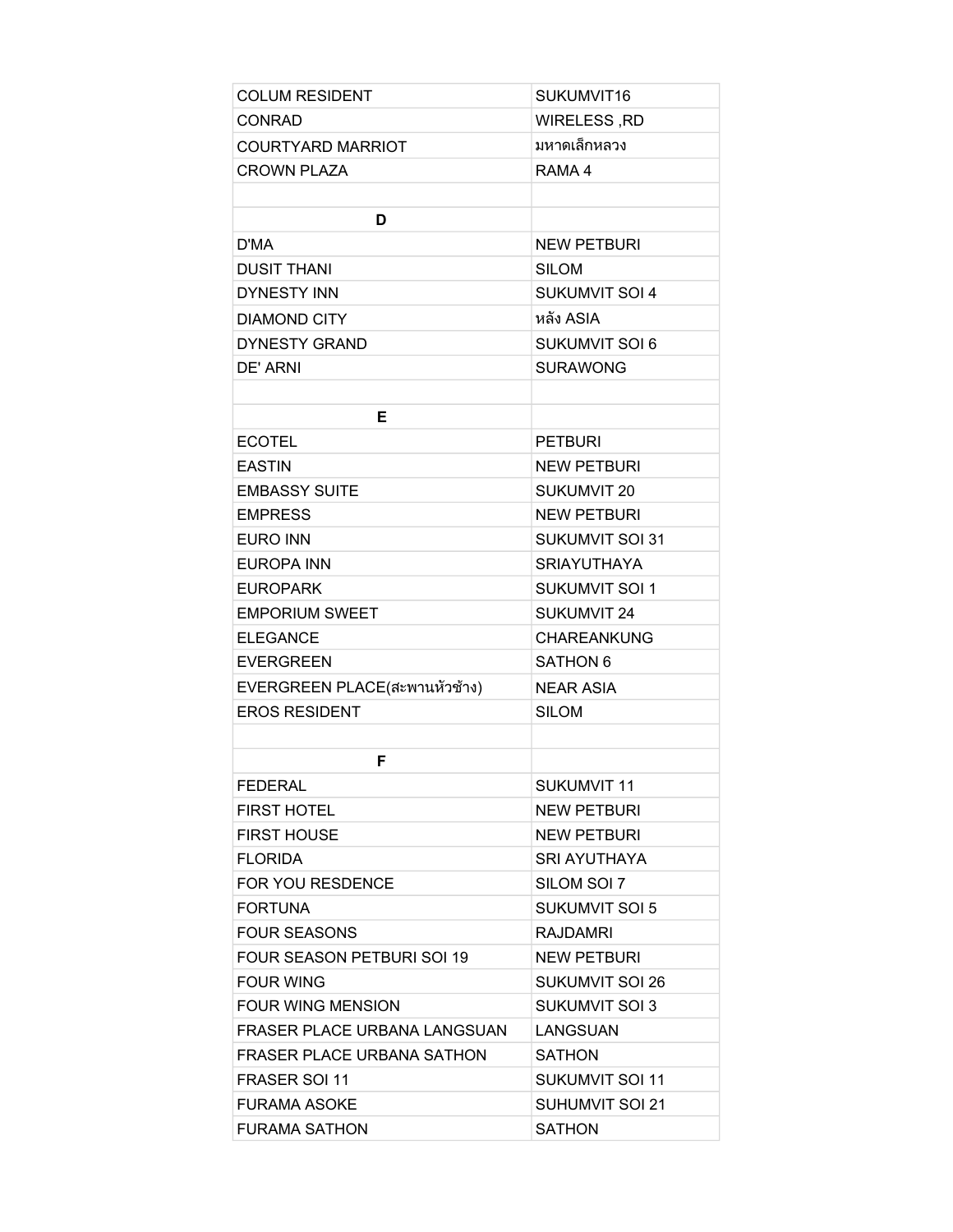| COLUM RESIDENT | SUKUMVIT16 |
| --- | --- |
| CONRAD | WIRELESS ,RD |
| COURTYARD MARRIOT | มหาดเล็กหลวง |
| CROWN PLAZA | RAMA 4 |
| | |
| **D** | |
| D'MA | NEW PETBURI |
| DUSIT THANI | SILOM |
| DYNESTY INN | SUKUMVIT SOI 4 |
| DIAMOND CITY | หลัง ASIA |
| DYNESTY GRAND | SUKUMVIT SOI 6 |
| DE' ARNI | SURAWONG |
| | |
| **E** | |
| ECOTEL | PETBURI |
| EASTIN | NEW PETBURI |
| EMBASSY SUITE | SUKUMVIT 20 |
| EMPRESS | NEW PETBURI |
| EURO INN | SUKUMVIT SOI 31 |
| EUROPA INN | SRIAYUTHAYA |
| EUROPARK | SUKUMVIT SOI 1 |
| EMPORIUM SWEET | SUKUMVIT 24 |
| ELEGANCE | CHAREANKUNG |
| EVERGREEN | SATHON 6 |
| EVERGREEN PLACE(สะพานหัวช้าง) | NEAR ASIA |
| EROS RESIDENT | SILOM |
| | |
| **F** | |
| FEDERAL | SUKUMVIT 11 |
| FIRST HOTEL | NEW PETBURI |
| FIRST HOUSE | NEW PETBURI |
| FLORIDA | SRI AYUTHAYA |
| FOR YOU RESDENCE | SILOM SOI 7 |
| FORTUNA | SUKUMVIT SOI 5 |
| FOUR SEASONS | RAJDAMRI |
| FOUR SEASON PETBURI SOI 19 | NEW PETBURI |
| FOUR WING | SUKUMVIT SOI 26 |
| FOUR WING MENSION | SUKUMVIT SOI 3 |
| FRASER PLACE URBANA LANGSUAN | LANGSUAN |
| FRASER PLACE URBANA SATHON | SATHON |
| FRASER SOI 11 | SUKUMVIT SOI 11 |
| FURAMA ASOKE | SUHUMVIT SOI 21 |
| FURAMA SATHON | SATHON |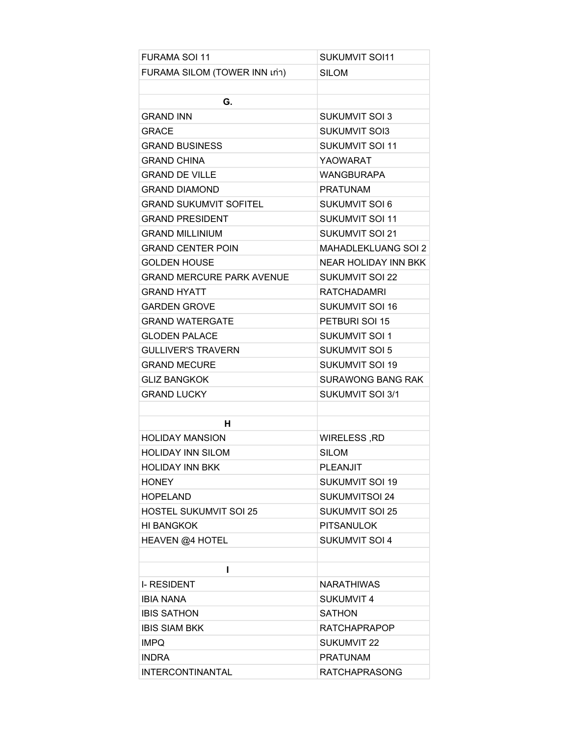| | |
|---|---|
| FURAMA SOI 11 | SUKUMVIT SOI11 |
| FURAMA SILOM (TOWER INN เก่า) | SILOM |
| | |
| **G.** | |
| GRAND INN | SUKUMVIT SOI 3 |
| GRACE | SUKUMVIT SOI3 |
| GRAND BUSINESS | SUKUMVIT SOI 11 |
| GRAND CHINA | YAOWARAT |
| GRAND DE VILLE | WANGBURAPA |
| GRAND DIAMOND | PRATUNAM |
| GRAND SUKUMVIT SOFITEL | SUKUMVIT SOI 6 |
| GRAND PRESIDENT | SUKUMVIT SOI 11 |
| GRAND MILLINIUM | SUKUMVIT SOI 21 |
| GRAND CENTER POIN | MAHADLEKLUANG SOI 2 |
| GOLDEN HOUSE | NEAR HOLIDAY INN BKK |
| GRAND MERCURE PARK AVENUE | SUKUMVIT SOI 22 |
| GRAND HYATT | RATCHADAMRI |
| GARDEN GROVE | SUKUMVIT SOI 16 |
| GRAND WATERGATE | PETBURI SOI 15 |
| GLODEN PALACE | SUKUMVIT SOI 1 |
| GULLIVER'S TRAVERN | SUKUMVIT SOI 5 |
| GRAND MECURE | SUKUMVIT SOI 19 |
| GLIZ BANGKOK | SURAWONG BANG RAK |
| GRAND LUCKY | SUKUMVIT SOI 3/1 |
| | |
| **H** | |
| HOLIDAY MANSION | WIRELESS ,RD |
| HOLIDAY INN SILOM | SILOM |
| HOLIDAY INN BKK | PLEANJIT |
| HONEY | SUKUMVIT SOI 19 |
| HOPELAND | SUKUMVITSOI 24 |
| HOSTEL SUKUMVIT SOI 25 | SUKUMVIT SOI 25 |
| HI BANGKOK | PITSANULOK |
| HEAVEN @4 HOTEL | SUKUMVIT SOI 4 |
| | |
| **I** | |
| I- RESIDENT | NARATHIWAS |
| IBIA NANA | SUKUMVIT 4 |
| IBIS SATHON | SATHON |
| IBIS SIAM BKK | RATCHAPRAPOP |
| IMPQ | SUKUMVIT 22 |
| INDRA | PRATUNAM |
| INTERCONTINANTAL | RATCHAPRASONG |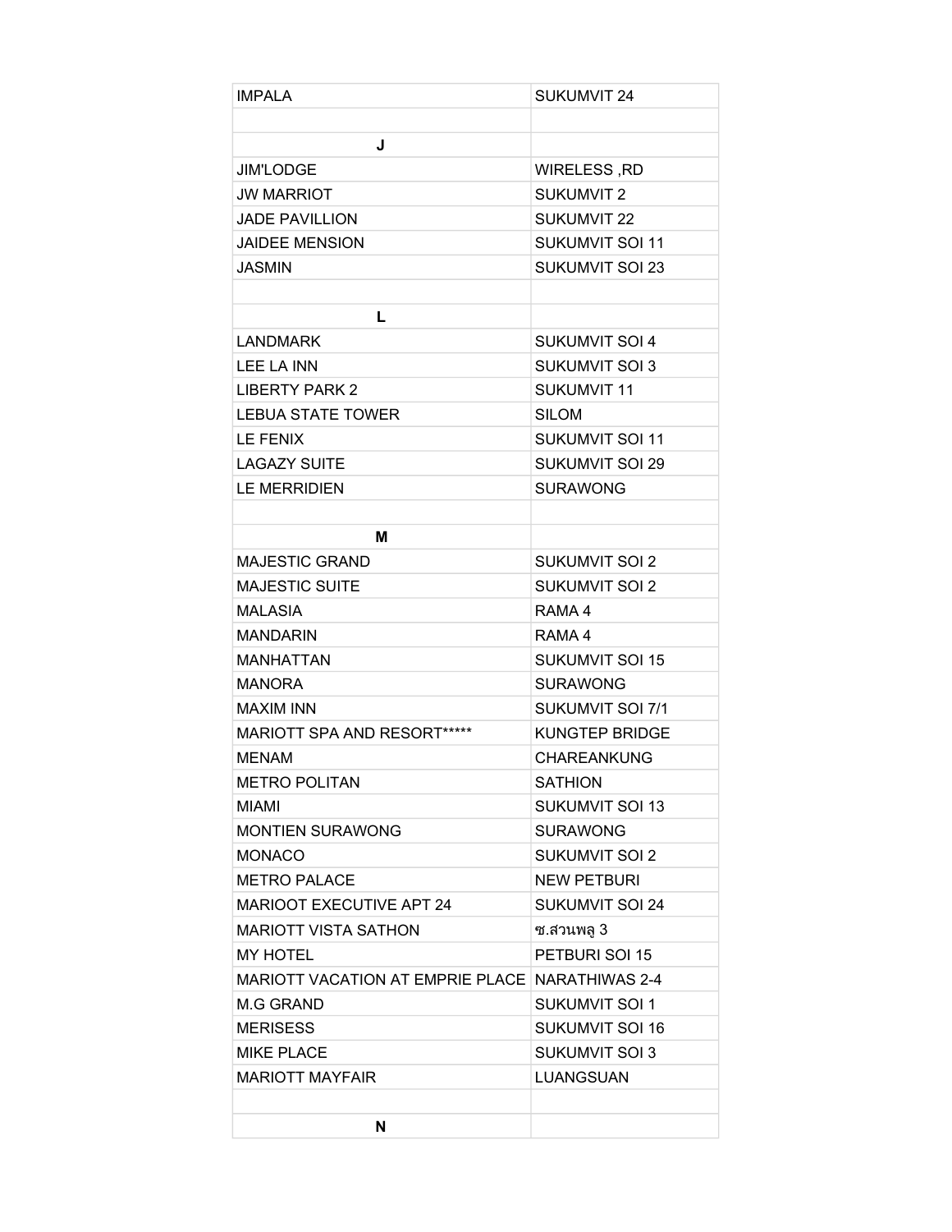| IMPALA | SUKUMVIT 24 |
|---|---|
| | |
| **J** | |
| JIM'LODGE | WIRELESS ,RD |
| JW MARRIOT | SUKUMVIT 2 |
| JADE PAVILLION | SUKUMVIT 22 |
| JAIDEE MENSION | SUKUMVIT SOI 11 |
| JASMIN | SUKUMVIT SOI 23 |
| | |
| **L** | |
| LANDMARK | SUKUMVIT SOI 4 |
| LEE LA INN | SUKUMVIT SOI 3 |
| LIBERTY PARK 2 | SUKUMVIT 11 |
| LEBUA STATE TOWER | SILOM |
| LE FENIX | SUKUMVIT SOI 11 |
| LAGAZY SUITE | SUKUMVIT SOI 29 |
| LE MERRIDIEN | SURAWONG |
| | |
| **M** | |
| MAJESTIC GRAND | SUKUMVIT SOI 2 |
| MAJESTIC SUITE | SUKUMVIT SOI 2 |
| MALASIA | RAMA 4 |
| MANDARIN | RAMA 4 |
| MANHATTAN | SUKUMVIT SOI 15 |
| MANORA | SURAWONG |
| MAXIM INN | SUKUMVIT SOI 7/1 |
| MARIOTT SPA AND RESORT***** | KUNGTEP BRIDGE |
| MENAM | CHAREANKUNG |
| METRO POLITAN | SATHION |
| MIAMI | SUKUMVIT SOI 13 |
| MONTIEN SURAWONG | SURAWONG |
| MONACO | SUKUMVIT SOI 2 |
| METRO PALACE | NEW PETBURI |
| MARIOOT EXECUTIVE APT 24 | SUKUMVIT SOI 24 |
| MARIOTT VISTA SATHON | ซ.สวนพลู 3 |
| MY HOTEL | PETBURI SOI 15 |
| MARIOTT VACATION AT EMPRIE PLACE | NARATHIWAS 2-4 |
| M.G GRAND | SUKUMVIT SOI 1 |
| MERISESS | SUKUMVIT SOI 16 |
| MIKE PLACE | SUKUMVIT SOI 3 |
| MARIOTT MAYFAIR | LUANGSUAN |
| | |
| **N** | |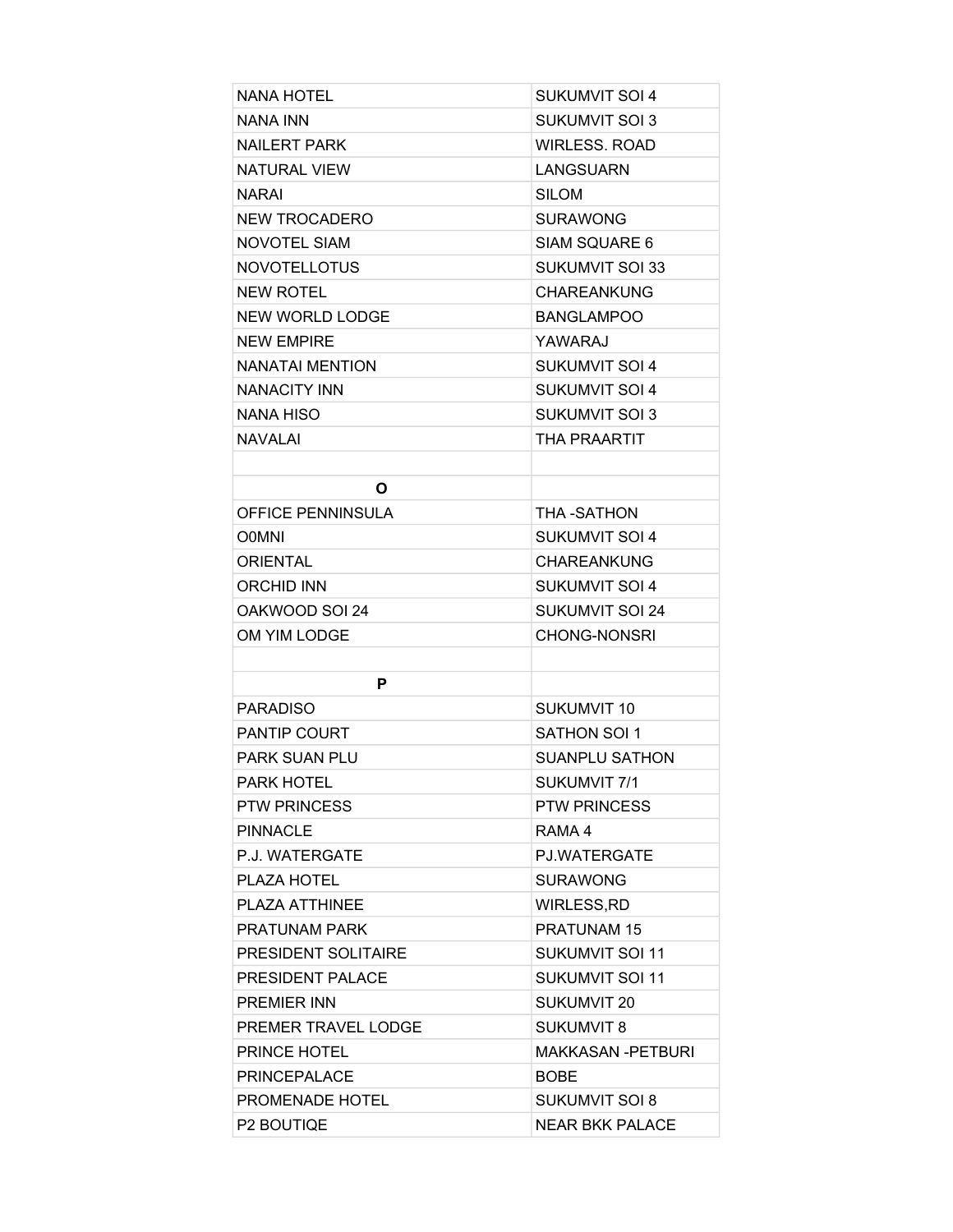| NANA HOTEL | SUKUMVIT SOI 4 |
|---|---|
| NANA INN | SUKUMVIT SOI 3 |
| NAILERT PARK | WIRLESS. ROAD |
| NATURAL VIEW | LANGSUARN |
| NARAI | SILOM |
| NEW TROCADERO | SURAWONG |
| NOVOTEL SIAM | SIAM SQUARE 6 |
| NOVOTELLOTUS | SUKUMVIT SOI 33 |
| NEW ROTEL | CHAREANKUNG |
| NEW WORLD LODGE | BANGLAMPOO |
| NEW EMPIRE | YAWARAJ |
| NANATAI MENTION | SUKUMVIT SOI 4 |
| NANACITY INN | SUKUMVIT SOI 4 |
| NANA HISO | SUKUMVIT SOI 3 |
| NAVALAI | THA PRAARTIT |
| | |
| **O** | |
| OFFICE PENNINSULA | THA -SATHON |
| O0MNI | SUKUMVIT SOI 4 |
| ORIENTAL | CHAREANKUNG |
| ORCHID INN | SUKUMVIT SOI 4 |
| OAKWOOD SOI 24 | SUKUMVIT SOI 24 |
| OM YIM LODGE | CHONG-NONSRI |
| | |
| **P** | |
| PARADISO | SUKUMVIT 10 |
| PANTIP COURT | SATHON SOI 1 |
| PARK SUAN PLU | SUANPLU SATHON |
| PARK HOTEL | SUKUMVIT 7/1 |
| PTW PRINCESS | PTW PRINCESS |
| PINNACLE | RAMA 4 |
| P.J. WATERGATE | PJ.WATERGATE |
| PLAZA HOTEL | SURAWONG |
| PLAZA ATTHINEE | WIRLESS,RD |
| PRATUNAM PARK | PRATUNAM 15 |
| PRESIDENT SOLITAIRE | SUKUMVIT SOI 11 |
| PRESIDENT PALACE | SUKUMVIT SOI 11 |
| PREMIER INN | SUKUMVIT 20 |
| PREMER TRAVEL LODGE | SUKUMVIT 8 |
| PRINCE HOTEL | MAKKASAN -PETBURI |
| PRINCEPALACE | BOBE |
| PROMENADE HOTEL | SUKUMVIT SOI 8 |
| P2 BOUTIQE | NEAR BKK PALACE |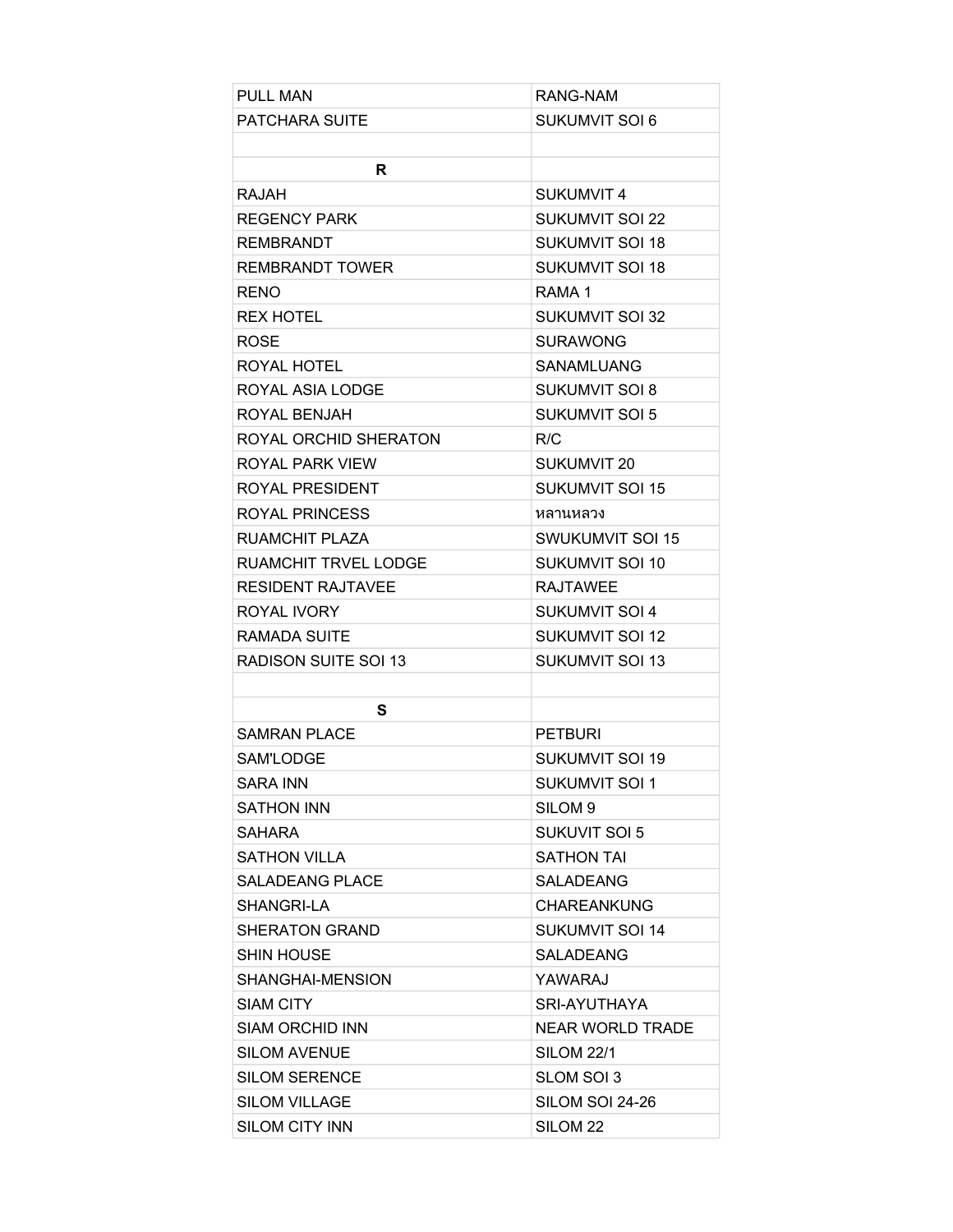| | |
|---|---|
| PULL MAN | RANG-NAM |
| PATCHARA SUITE | SUKUMVIT SOI 6 |
| | |
| **R** | |
| RAJAH | SUKUMVIT 4 |
| REGENCY PARK | SUKUMVIT SOI 22 |
| REMBRANDT | SUKUMVIT SOI 18 |
| REMBRANDT TOWER | SUKUMVIT SOI 18 |
| RENO | RAMA 1 |
| REX HOTEL | SUKUMVIT SOI 32 |
| ROSE | SURAWONG |
| ROYAL HOTEL | SANAMLUANG |
| ROYAL ASIA LODGE | SUKUMVIT SOI 8 |
| ROYAL BENJAH | SUKUMVIT SOI 5 |
| ROYAL ORCHID SHERATON | R/C |
| ROYAL PARK VIEW | SUKUMVIT 20 |
| ROYAL PRESIDENT | SUKUMVIT SOI 15 |
| ROYAL PRINCESS | หลานหลวง |
| RUAMCHIT PLAZA | SWUKUMVIT SOI 15 |
| RUAMCHIT TRVEL LODGE | SUKUMVIT SOI 10 |
| RESIDENT RAJTAVEE | RAJTAWEE |
| ROYAL IVORY | SUKUMVIT SOI 4 |
| RAMADA SUITE | SUKUMVIT SOI 12 |
| RADISON SUITE SOI 13 | SUKUMVIT SOI 13 |
| | |
| **S** | |
| SAMRAN PLACE | PETBURI |
| SAM'LODGE | SUKUMVIT SOI 19 |
| SARA INN | SUKUMVIT SOI 1 |
| SATHON INN | SILOM 9 |
| SAHARA | SUKUVIT SOI 5 |
| SATHON VILLA | SATHON TAI |
| SALADEANG PLACE | SALADEANG |
| SHANGRI-LA | CHAREANKUNG |
| SHERATON GRAND | SUKUMVIT SOI 14 |
| SHIN HOUSE | SALADEANG |
| SHANGHAI-MENSION | YAWARAJ |
| SIAM CITY | SRI-AYUTHAYA |
| SIAM ORCHID INN | NEAR WORLD TRADE |
| SILOM AVENUE | SILOM 22/1 |
| SILOM SERENCE | SLOM SOI 3 |
| SILOM VILLAGE | SILOM SOI 24-26 |
| SILOM CITY INN | SILOM 22 |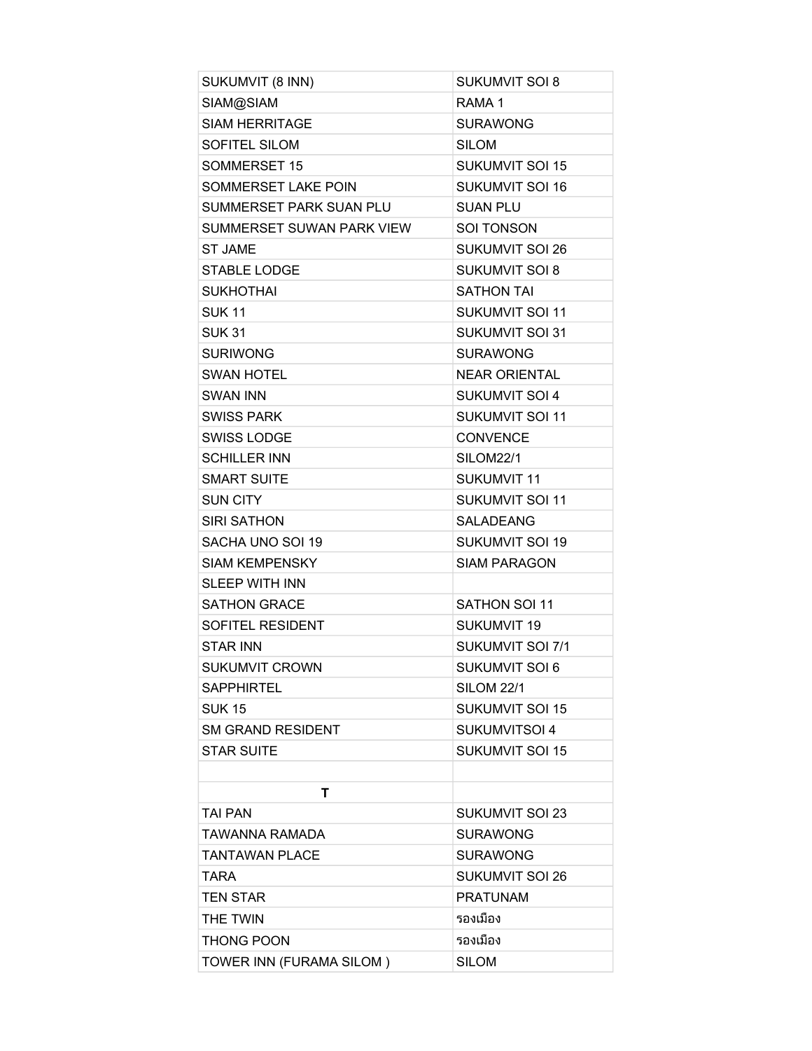| SUKUMVIT (8 INN) | SUKUMVIT SOI 8 |
| --- | --- |
| SIAM@SIAM | RAMA 1 |
| SIAM HERRITAGE | SURAWONG |
| SOFITEL SILOM | SILOM |
| SOMMERSET 15 | SUKUMVIT SOI 15 |
| SOMMERSET LAKE POIN | SUKUMVIT SOI 16 |
| SUMMERSET PARK SUAN PLU | SUAN PLU |
| SUMMERSET SUWAN PARK VIEW | SOI TONSON |
| ST JAME | SUKUMVIT SOI 26 |
| STABLE LODGE | SUKUMVIT SOI 8 |
| SUKHOTHAI | SATHON TAI |
| SUK 11 | SUKUMVIT SOI 11 |
| SUK 31 | SUKUMVIT SOI 31 |
| SURIWONG | SURAWONG |
| SWAN HOTEL | NEAR ORIENTAL |
| SWAN INN | SUKUMVIT SOI 4 |
| SWISS PARK | SUKUMVIT SOI 11 |
| SWISS LODGE | CONVENCE |
| SCHILLER INN | SILOM22/1 |
| SMART SUITE | SUKUMVIT 11 |
| SUN CITY | SUKUMVIT SOI 11 |
| SIRI SATHON | SALADEANG |
| SACHA UNO SOI 19 | SUKUMVIT SOI 19 |
| SIAM KEMPENSKY | SIAM PARAGON |
| SLEEP WITH INN | |
| SATHON GRACE | SATHON SOI 11 |
| SOFITEL RESIDENT | SUKUMVIT 19 |
| STAR INN | SUKUMVIT SOI 7/1 |
| SUKUMVIT CROWN | SUKUMVIT SOI 6 |
| SAPPHIRTEL | SILOM 22/1 |
| SUK 15 | SUKUMVIT SOI 15 |
| SM GRAND RESIDENT | SUKUMVITSOI 4 |
| STAR SUITE | SUKUMVIT SOI 15 |
| | |
| **T** | |
| TAI PAN | SUKUMVIT SOI 23 |
| TAWANNA RAMADA | SURAWONG |
| TANTAWAN PLACE | SURAWONG |
| TARA | SUKUMVIT SOI 26 |
| TEN STAR | PRATUNAM |
| THE TWIN | รองเมือง |
| THONG POON | รองเมือง |
| TOWER INN (FURAMA SILOM ) | SILOM |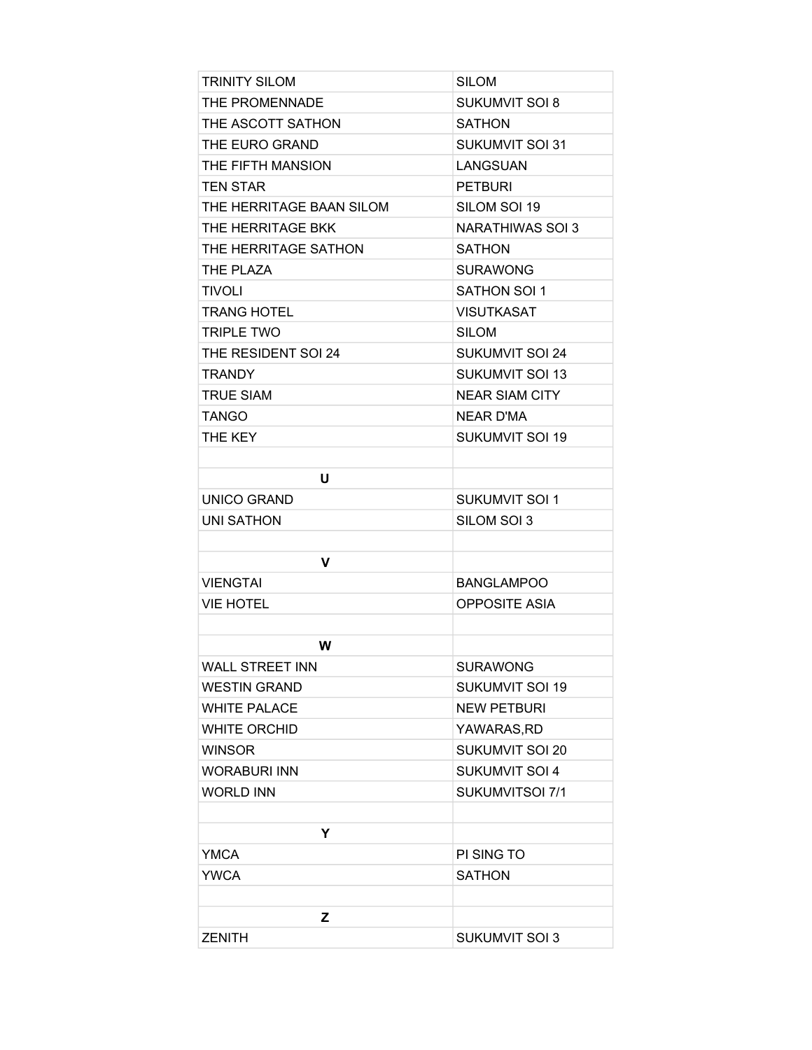| | |
|---|---|
| TRINITY SILOM | SILOM |
| THE PROMENNADE | SUKUMVIT SOI 8 |
| THE ASCOTT SATHON | SATHON |
| THE EURO GRAND | SUKUMVIT SOI 31 |
| THE FIFTH MANSION | LANGSUAN |
| TEN STAR | PETBURI |
| THE HERRITAGE BAAN SILOM | SILOM SOI 19 |
| THE HERRITAGE BKK | NARATHIWAS SOI 3 |
| THE HERRITAGE SATHON | SATHON |
| THE PLAZA | SURAWONG |
| TIVOLI | SATHON SOI 1 |
| TRANG HOTEL | VISUTKASAT |
| TRIPLE TWO | SILOM |
| THE RESIDENT SOI 24 | SUKUMVIT SOI 24 |
| TRANDY | SUKUMVIT SOI 13 |
| TRUE SIAM | NEAR SIAM CITY |
| TANGO | NEAR D'MA |
| THE KEY | SUKUMVIT SOI 19 |
| | |
| **U** | |
| UNICO GRAND | SUKUMVIT SOI 1 |
| UNI SATHON | SILOM SOI 3 |
| | |
| **V** | |
| VIENGTAI | BANGLAMPOO |
| VIE HOTEL | OPPOSITE ASIA |
| | |
| **W** | |
| WALL STREET INN | SURAWONG |
| WESTIN GRAND | SUKUMVIT SOI 19 |
| WHITE PALACE | NEW PETBURI |
| WHITE ORCHID | YAWARAS,RD |
| WINSOR | SUKUMVIT SOI 20 |
| WORABURI INN | SUKUMVIT SOI 4 |
| WORLD INN | SUKUMVITSOI 7/1 |
| | |
| **Y** | |
| YMCA | PI SING TO |
| YWCA | SATHON |
| | |
| **Z** | |
| ZENITH | SUKUMVIT SOI 3 |